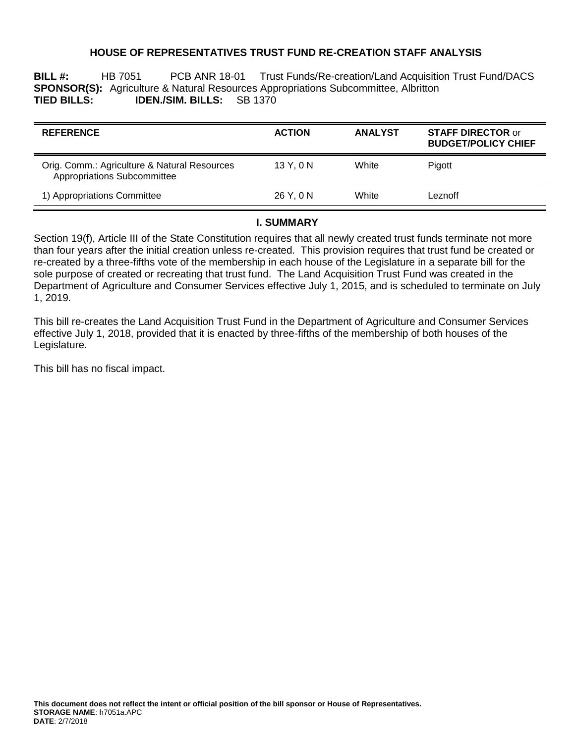# HOUSE OF REPRESENTATIVES TRUST FUND RE-CREATION STAFF ANALYSIS

**BILL #:** HB 7051 PCB ANR 18-01 Trust Funds/Re-creation/Land Acquisition Trust Fund/DACS
**SPONSOR(S):** Agriculture & Natural Resources Appropriations Subcommittee, Albritton
**TIED BILLS:** **IDEN./SIM. BILLS:** SB 1370

| REFERENCE | ACTION | ANALYST | STAFF DIRECTOR or BUDGET/POLICY CHIEF |
|---|---|---|---|
| Orig. Comm.: Agriculture & Natural Resources Appropriations Subcommittee | 13 Y, 0 N | White | Pigott |
| 1) Appropriations Committee | 26 Y, 0 N | White | Leznoff |

## I. SUMMARY

Section 19(f), Article III of the State Constitution requires that all newly created trust funds terminate not more than four years after the initial creation unless re-created. This provision requires that trust fund be created or re-created by a three-fifths vote of the membership in each house of the Legislature in a separate bill for the sole purpose of created or recreating that trust fund. The Land Acquisition Trust Fund was created in the Department of Agriculture and Consumer Services effective July 1, 2015, and is scheduled to terminate on July 1, 2019.

This bill re-creates the Land Acquisition Trust Fund in the Department of Agriculture and Consumer Services effective July 1, 2018, provided that it is enacted by three-fifths of the membership of both houses of the Legislature.

This bill has no fiscal impact.

**This document does not reflect the intent or official position of the bill sponsor or House of Representatives.**
**STORAGE NAME**: h7051a.APC
**DATE**: 2/7/2018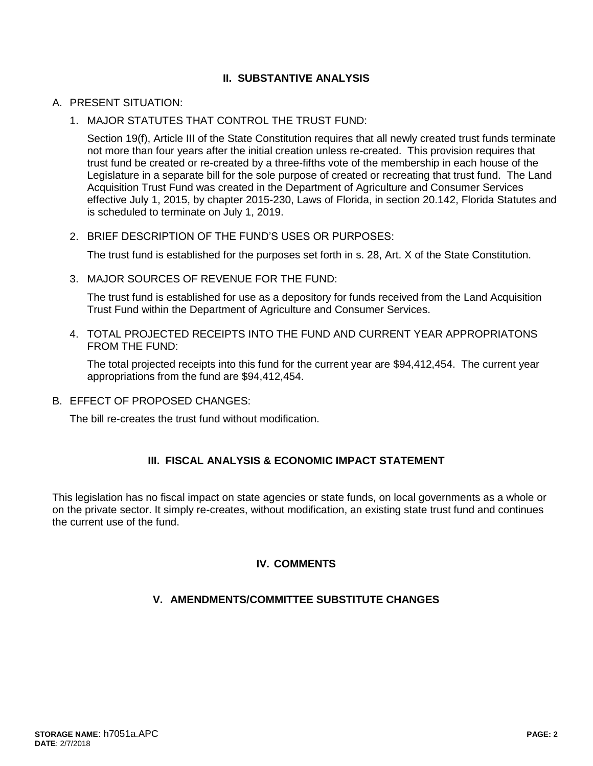## II. SUBSTANTIVE ANALYSIS

A. PRESENT SITUATION:

1. MAJOR STATUTES THAT CONTROL THE TRUST FUND:

   Section 19(f), Article III of the State Constitution requires that all newly created trust funds terminate not more than four years after the initial creation unless re-created. This provision requires that trust fund be created or re-created by a three-fifths vote of the membership in each house of the Legislature in a separate bill for the sole purpose of created or recreating that trust fund. The Land Acquisition Trust Fund was created in the Department of Agriculture and Consumer Services effective July 1, 2015, by chapter 2015-230, Laws of Florida, in section 20.142, Florida Statutes and is scheduled to terminate on July 1, 2019.

2. BRIEF DESCRIPTION OF THE FUND'S USES OR PURPOSES:

   The trust fund is established for the purposes set forth in s. 28, Art. X of the State Constitution.

3. MAJOR SOURCES OF REVENUE FOR THE FUND:

   The trust fund is established for use as a depository for funds received from the Land Acquisition Trust Fund within the Department of Agriculture and Consumer Services.

4. TOTAL PROJECTED RECEIPTS INTO THE FUND AND CURRENT YEAR APPROPRIATONS FROM THE FUND:

   The total projected receipts into this fund for the current year are $94,412,454. The current year appropriations from the fund are $94,412,454.

B. EFFECT OF PROPOSED CHANGES:

   The bill re-creates the trust fund without modification.

## III. FISCAL ANALYSIS & ECONOMIC IMPACT STATEMENT

This legislation has no fiscal impact on state agencies or state funds, on local governments as a whole or on the private sector. It simply re-creates, without modification, an existing state trust fund and continues the current use of the fund.

## IV. COMMENTS

## V. AMENDMENTS/COMMITTEE SUBSTITUTE CHANGES